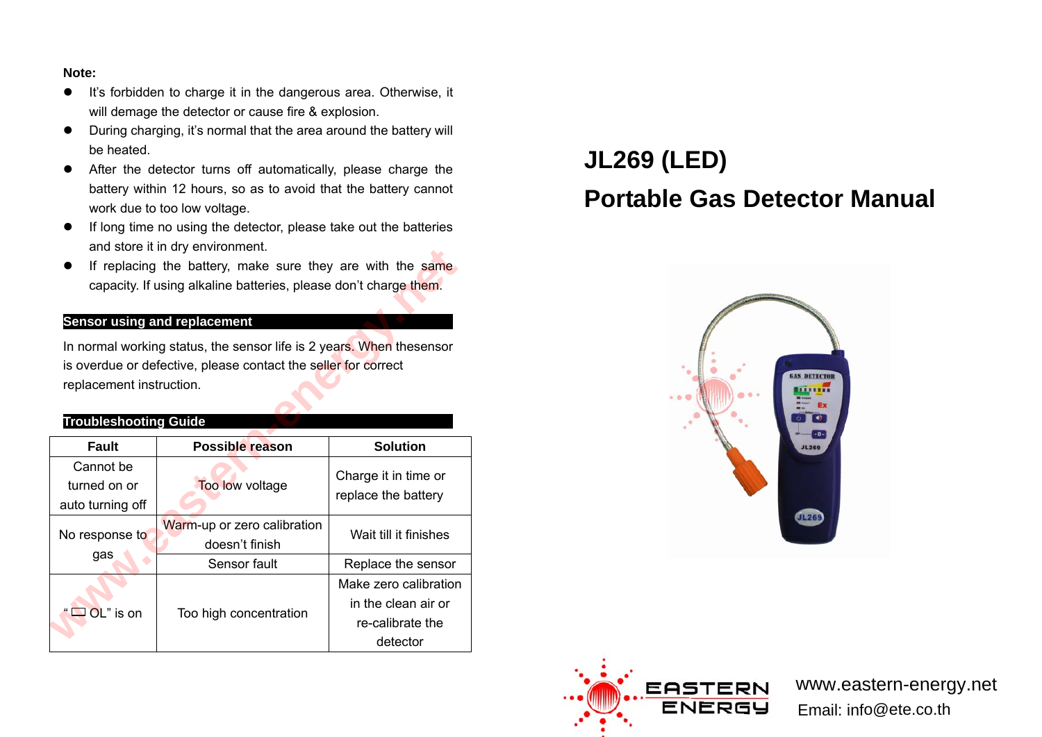**Note:**

- It's forbidden to charge it in the dangerous area. Otherwise, it will demage the detector or cause fire & explosion.
- During charging, it's normal that the area around the battery will be heated.
- After the detector turns off automatically, please charge the battery within 12 hours, so as to avoid that the battery cannot work due to too low voltage.
- If long time no using the detector, please take out the batteries and store it in dry environment.
- If replacing the battery, make sure they are with the same capacity. If using alkaline batteries, please don't charge them.

## Sensor using and replacement

In normal working status, the sensor life is 2 years. When thesensor is overdue or defective, please contact the seller for correct replacement instruction.

## Troubleshooting Guide

| Fault | Possible reason | Solution |
|---|---|---|
| Cannot be turned on or auto turning off | Too low voltage | Charge it in time or replace the battery |
| No response to gas | Warm-up or zero calibration doesn't finish | Wait till it finishes |
| | Sensor fault | Replace the sensor |
| " OL" is on | Too high concentration | Make zero calibration in the clean air or re-calibrate the detector |

# JL269 (LED)

# Portable Gas Detector Manual

EASTERN ENERGY

www.eastern-energy.net

Email: info@ete.co.th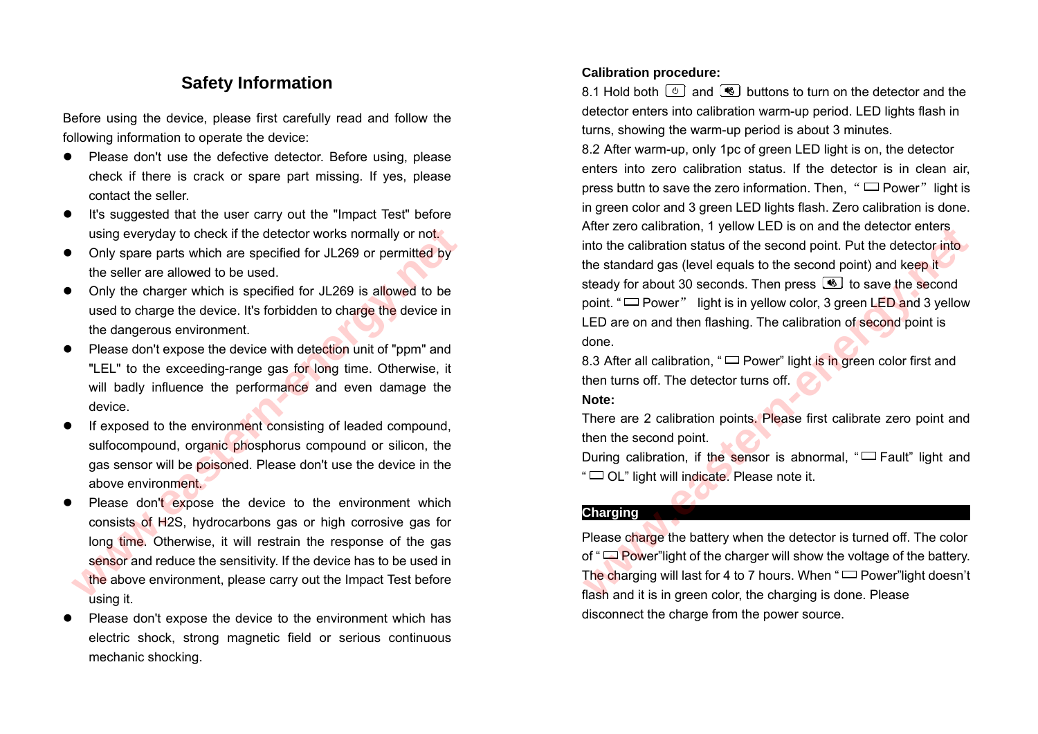## Safety Information

Before using the device, please first carefully read and follow the following information to operate the device:

- Please don't use the defective detector. Before using, please check if there is crack or spare part missing. If yes, please contact the seller.
- It's suggested that the user carry out the "Impact Test" before using everyday to check if the detector works normally or not.
- Only spare parts which are specified for JL269 or permitted by the seller are allowed to be used.
- Only the charger which is specified for JL269 is allowed to be used to charge the device. It's forbidden to charge the device in the dangerous environment.
- Please don't expose the device with detection unit of "ppm" and "LEL" to the exceeding-range gas for long time. Otherwise, it will badly influence the performance and even damage the device.
- If exposed to the environment consisting of leaded compound, sulfocompound, organic phosphorus compound or silicon, the gas sensor will be poisoned. Please don't use the device in the above environment.
- Please don't expose the device to the environment which consists of $H_2S$, hydrocarbons gas or high corrosive gas for long time. Otherwise, it will restrain the response of the gas sensor and reduce the sensitivity. If the device has to be used in the above environment, please carry out the Impact Test before using it.
- Please don't expose the device to the environment which has electric shock, strong magnetic field or serious continuous mechanic shocking.

**Calibration procedure:**

8.1 Hold both ⏻ and 🔇 buttons to turn on the detector and the detector enters into calibration warm-up period. LED lights flash in turns, showing the warm-up period is about 3 minutes.

8.2 After warm-up, only 1pc of green LED light is on, the detector enters into zero calibration status. If the detector is in clean air, press buttn to save the zero information. Then, "▭ Power" light is in green color and 3 green LED lights flash. Zero calibration is done. After zero calibration, 1 yellow LED is on and the detector enters into the calibration status of the second point. Put the detector into the standard gas (level equals to the second point) and keep it steady for about 30 seconds. Then press 🔇 to save the second point. "▭ Power" light is in yellow color, 3 green LED and 3 yellow LED are on and then flashing. The calibration of second point is done.

8.3 After all calibration, "▭ Power" light is in green color first and then turns off. The detector turns off.

**Note:**

There are 2 calibration points. Please first calibrate zero point and then the second point.

During calibration, if the sensor is abnormal, "▭ Fault" light and "▭ OL" light will indicate. Please note it.

## Charging

Please charge the battery when the detector is turned off. The color of "▭ Power"light of the charger will show the voltage of the battery. The charging will last for 4 to 7 hours. When "▭ Power"light doesn't flash and it is in green color, the charging is done. Please disconnect the charge from the power source.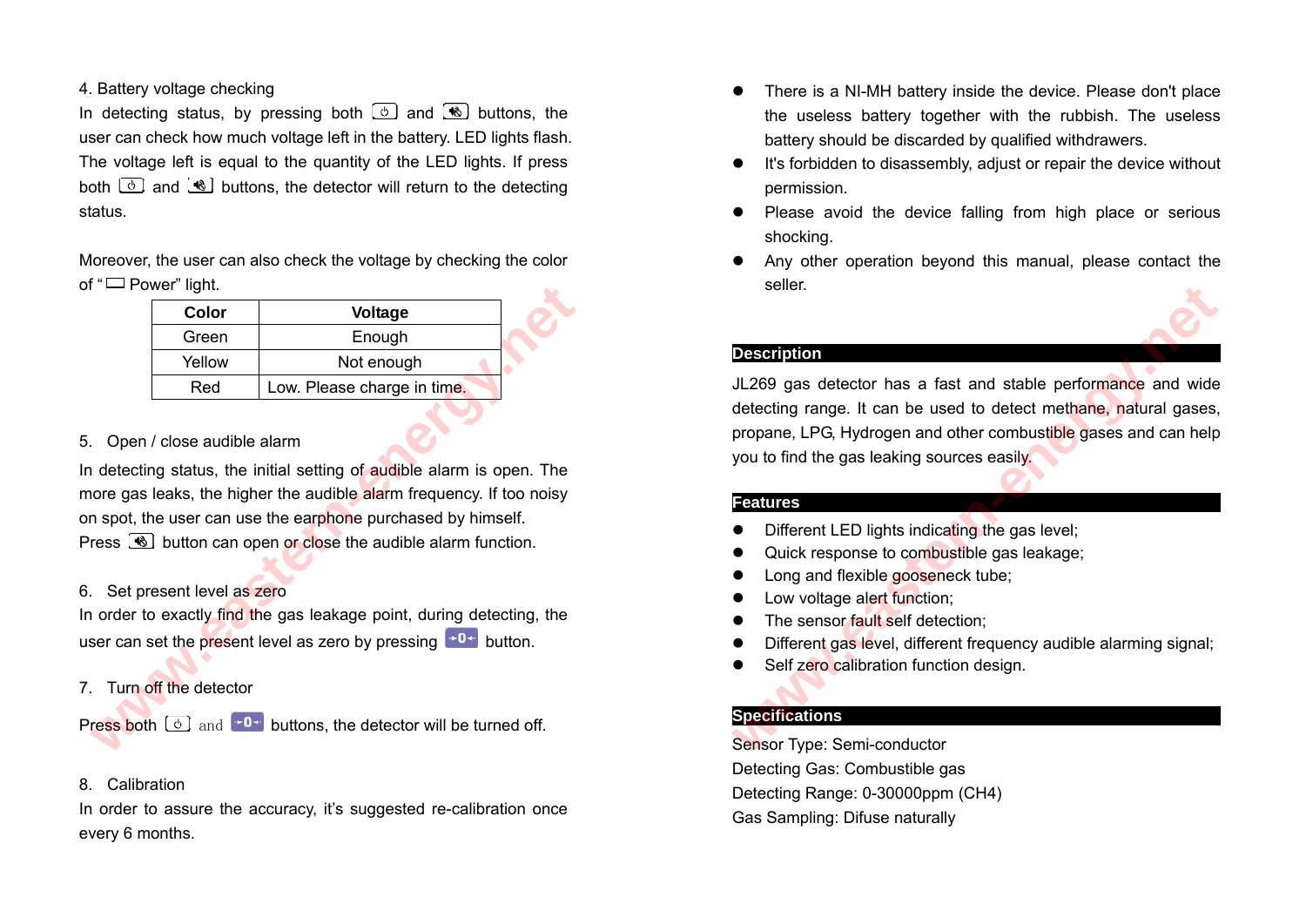4. Battery voltage checking

In detecting status, by pressing both ⏻ and 🔇 buttons, the user can check how much voltage left in the battery. LED lights flash. The voltage left is equal to the quantity of the LED lights. If press both ⏻ and 🔇 buttons, the detector will return to the detecting status.

Moreover, the user can also check the voltage by checking the color of "▭ Power" light.

| Color | Voltage |
|---|---|
| Green | Enough |
| Yellow | Not enough |
| Red | Low. Please charge in time. |

5. Open / close audible alarm

In detecting status, the initial setting of audible alarm is open. The more gas leaks, the higher the audible alarm frequency. If too noisy on spot, the user can use the earphone purchased by himself. Press 🔇 button can open or close the audible alarm function.

6. Set present level as zero

In order to exactly find the gas leakage point, during detecting, the user can set the present level as zero by pressing →0← button.

7. Turn off the detector

Press both ⏻ and →0← buttons, the detector will be turned off.

8. Calibration

In order to assure the accuracy, it's suggested re-calibration once every 6 months.

- There is a NI-MH battery inside the device. Please don't place the useless battery together with the rubbish. The useless battery should be discarded by qualified withdrawers.
- It's forbidden to disassembly, adjust or repair the device without permission.
- Please avoid the device falling from high place or serious shocking.
- Any other operation beyond this manual, please contact the seller.

## Description

JL269 gas detector has a fast and stable performance and wide detecting range. It can be used to detect methane, natural gases, propane, LPG, Hydrogen and other combustible gases and can help you to find the gas leaking sources easily.

## Features

- Different LED lights indicating the gas level;
- Quick response to combustible gas leakage;
- Long and flexible gooseneck tube;
- Low voltage alert function;
- The sensor fault self detection;
- Different gas level, different frequency audible alarming signal;
- Self zero calibration function design.

## Specifications

Sensor Type: Semi-conductor

Detecting Gas: Combustible gas

Detecting Range: 0-30000ppm ($CH_4$)

Gas Sampling: Difuse naturally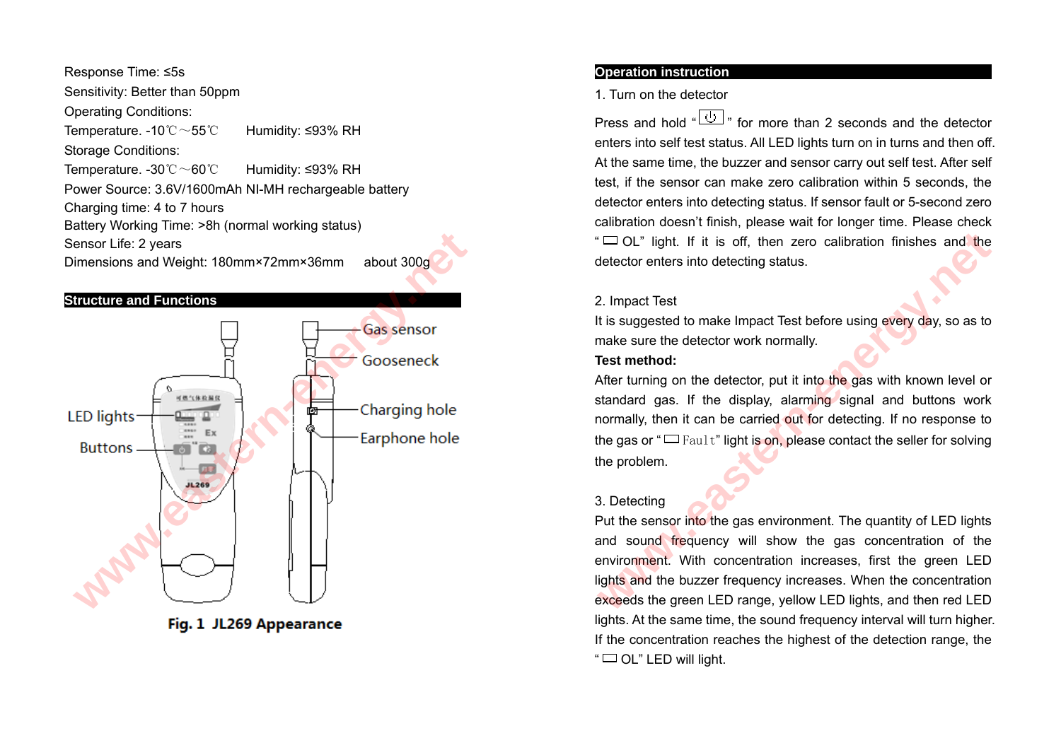Response Time: ≤5s

Sensitivity: Better than 50ppm

Operating Conditions:

Temperature. -10℃～55℃  Humidity: ≤93% RH

Storage Conditions:

Temperature. -30℃～60℃  Humidity: ≤93% RH

Power Source: 3.6V/1600mAh NI-MH rechargeable battery

Charging time: 4 to 7 hours

Battery Working Time: >8h (normal working status)

Sensor Life: 2 years

Dimensions and Weight: 180mm×72mm×36mm  about 300g

## Structure and Functions

Gas sensor

Gooseneck

LED lights

Charging hole

Buttons

Earphone hole

JL269

Fig. 1 JL269 Appearance

## Operation instruction

1. Turn on the detector

Press and hold “⏻” for more than 2 seconds and the detector enters into self test status. All LED lights turn on in turns and then off. At the same time, the buzzer and sensor carry out self test. After self test, if the sensor can make zero calibration within 5 seconds, the detector enters into detecting status. If sensor fault or 5-second zero calibration doesn’t finish, please wait for longer time. Please check “▭ OL” light. If it is off, then zero calibration finishes and the detector enters into detecting status.

2. Impact Test

It is suggested to make Impact Test before using every day, so as to make sure the detector work normally.

**Test method:**

After turning on the detector, put it into the gas with known level or standard gas. If the display, alarming signal and buttons work normally, then it can be carried out for detecting. If no response to the gas or “▭ Fault” light is on, please contact the seller for solving the problem.

3. Detecting

Put the sensor into the gas environment. The quantity of LED lights and sound frequency will show the gas concentration of the environment. With concentration increases, first the green LED lights and the buzzer frequency increases. When the concentration exceeds the green LED range, yellow LED lights, and then red LED lights. At the same time, the sound frequency interval will turn higher. If the concentration reaches the highest of the detection range, the “▭ OL” LED will light.